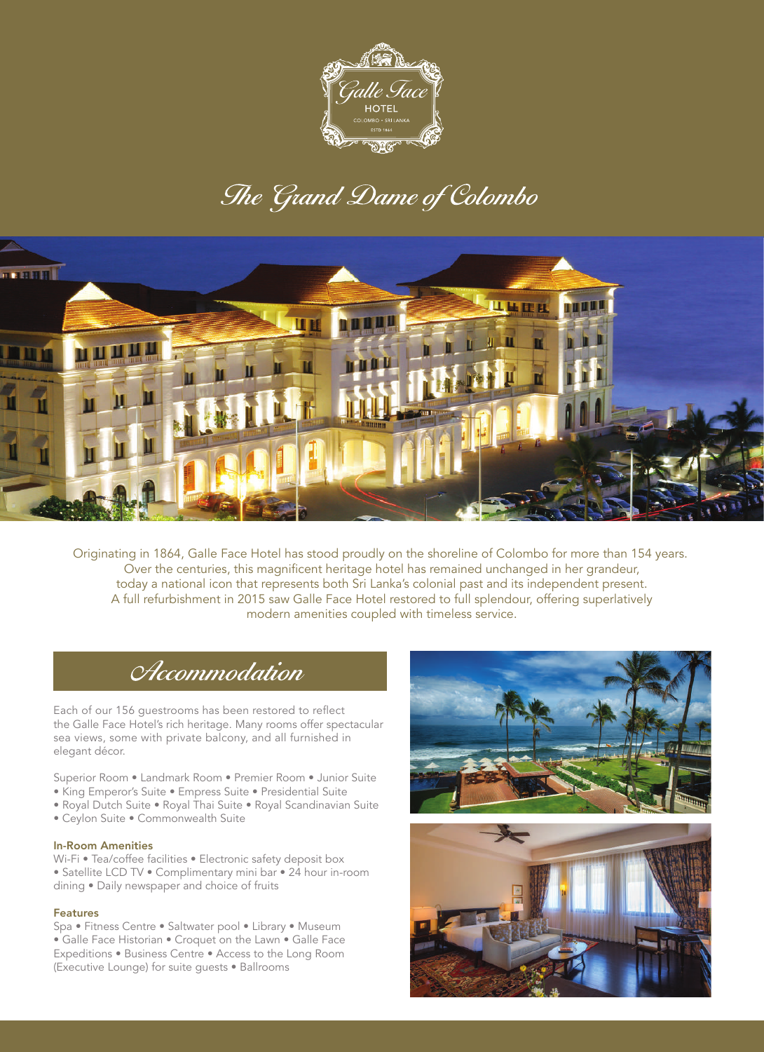Galle Face HOTEL

COLOMBO • SRI LANKA

ESTD 1864

# The Grand Dame of Colombo

Originating in 1864, Galle Face Hotel has stood proudly on the shoreline of Colombo for more than 154 years. Over the centuries, this magnificent heritage hotel has remained unchanged in her grandeur, today a national icon that represents both Sri Lanka's colonial past and its independent present. A full refurbishment in 2015 saw Galle Face Hotel restored to full splendour, offering superlatively modern amenities coupled with timeless service.

## Accommodation

Each of our 156 guestrooms has been restored to reflect the Galle Face Hotel's rich heritage. Many rooms offer spectacular sea views, some with private balcony, and all furnished in elegant décor.

Superior Room • Landmark Room • Premier Room • Junior Suite • King Emperor's Suite • Empress Suite • Presidential Suite • Royal Dutch Suite • Royal Thai Suite • Royal Scandinavian Suite • Ceylon Suite • Commonwealth Suite

### In-Room Amenities

Wi-Fi • Tea/coffee facilities • Electronic safety deposit box • Satellite LCD TV • Complimentary mini bar • 24 hour in-room dining • Daily newspaper and choice of fruits

### Features

Spa • Fitness Centre • Saltwater pool • Library • Museum • Galle Face Historian • Croquet on the Lawn • Galle Face Expeditions • Business Centre • Access to the Long Room (Executive Lounge) for suite guests • Ballrooms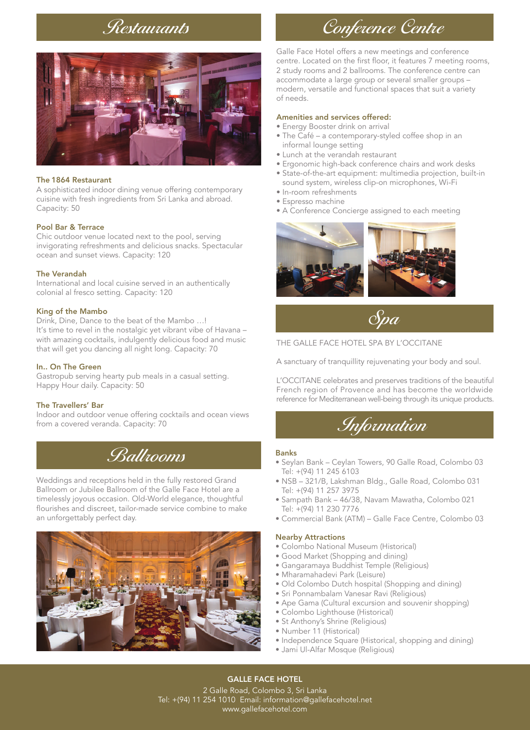# Restaurants

### The 1864 Restaurant

A sophisticated indoor dining venue offering contemporary cuisine with fresh ingredients from Sri Lanka and abroad. Capacity: 50

### Pool Bar & Terrace

Chic outdoor venue located next to the pool, serving invigorating refreshments and delicious snacks. Spectacular ocean and sunset views. Capacity: 120

### The Verandah

International and local cuisine served in an authentically colonial al fresco setting. Capacity: 120

### King of the Mambo

Drink, Dine, Dance to the beat of the Mambo …!
It's time to revel in the nostalgic yet vibrant vibe of Havana – with amazing cocktails, indulgently delicious food and music that will get you dancing all night long. Capacity: 70

### In.. On The Green

Gastropub serving hearty pub meals in a casual setting. Happy Hour daily. Capacity: 50

### The Travellers' Bar

Indoor and outdoor venue offering cocktails and ocean views from a covered veranda. Capacity: 70

# Ballrooms

Weddings and receptions held in the fully restored Grand Ballroom or Jubilee Ballroom of the Galle Face Hotel are a timelessly joyous occasion. Old-World elegance, thoughtful flourishes and discreet, tailor-made service combine to make an unforgettably perfect day.

# Conference Centre

Galle Face Hotel offers a new meetings and conference centre. Located on the first floor, it features 7 meeting rooms, 2 study rooms and 2 ballrooms. The conference centre can accommodate a large group or several smaller groups – modern, versatile and functional spaces that suit a variety of needs.

### Amenities and services offered:

- Energy Booster drink on arrival
- The Café – a contemporary-styled coffee shop in an informal lounge setting
- Lunch at the verandah restaurant
- Ergonomic high-back conference chairs and work desks
- State-of-the-art equipment: multimedia projection, built-in sound system, wireless clip-on microphones, Wi-Fi
- In-room refreshments
- Espresso machine
- A Conference Concierge assigned to each meeting

# Spa

THE GALLE FACE HOTEL SPA BY L'OCCITANE

A sanctuary of tranquillity rejuvenating your body and soul.

L'OCCITANE celebrates and preserves traditions of the beautiful French region of Provence and has become the worldwide reference for Mediterranean well-being through its unique products.

# Information

### Banks

- Seylan Bank – Ceylan Towers, 90 Galle Road, Colombo 03
  Tel: +(94) 11 245 6103
- NSB – 321/B, Lakshman Bldg., Galle Road, Colombo 031
  Tel: +(94) 11 257 3975
- Sampath Bank – 46/38, Navam Mawatha, Colombo 021
  Tel: +(94) 11 230 7776
- Commercial Bank (ATM) – Galle Face Centre, Colombo 03

### Nearby Attractions

- Colombo National Museum (Historical)
- Good Market (Shopping and dining)
- Gangaramaya Buddhist Temple (Religious)
- Mharamahadevi Park (Leisure)
- Old Colombo Dutch hospital (Shopping and dining)
- Sri Ponnambalam Vanesar Ravi (Religious)
- Ape Gama (Cultural excursion and souvenir shopping)
- Colombo Lighthouse (Historical)
- St Anthony's Shrine (Religious)
- Number 11 (Historical)
- Independence Square (Historical, shopping and dining)
- Jami Ul-Alfar Mosque (Religious)

**GALLE FACE HOTEL**

2 Galle Road, Colombo 3, Sri Lanka
Tel: +(94) 11 254 1010 Email: information@gallefacehotel.net
www.gallefacehotel.com